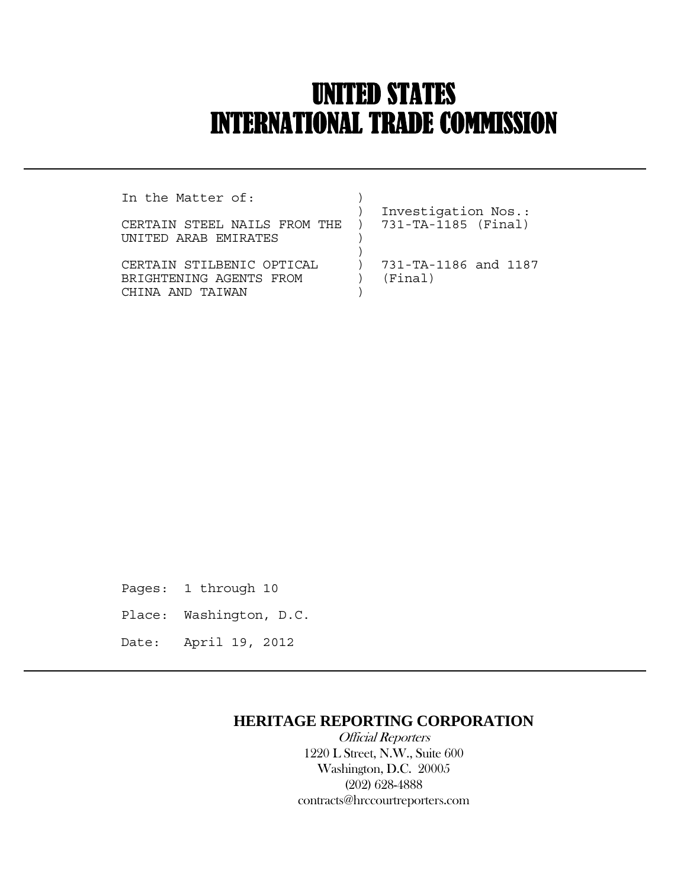# UNITED STATES
# INTERNATIONAL TRADE COMMISSION

---

```
In the Matter of:             )
                              )  Investigation Nos.:
CERTAIN STEEL NAILS FROM THE  )  731-TA-1185 (Final)
UNITED ARAB EMIRATES          )
                              )
CERTAIN STILBENIC OPTICAL     )  731-TA-1186 and 1187
BRIGHTENING AGENTS FROM       )  (Final)
CHINA AND TAIWAN              )
```

Pages: 1 through 10

Place: Washington, D.C.

Date: April 19, 2012

---

**HERITAGE REPORTING CORPORATION**

*Official Reporters*

1220 L Street, N.W., Suite 600

Washington, D.C. 20005

(202) 628-4888

contracts@hrccourtreporters.com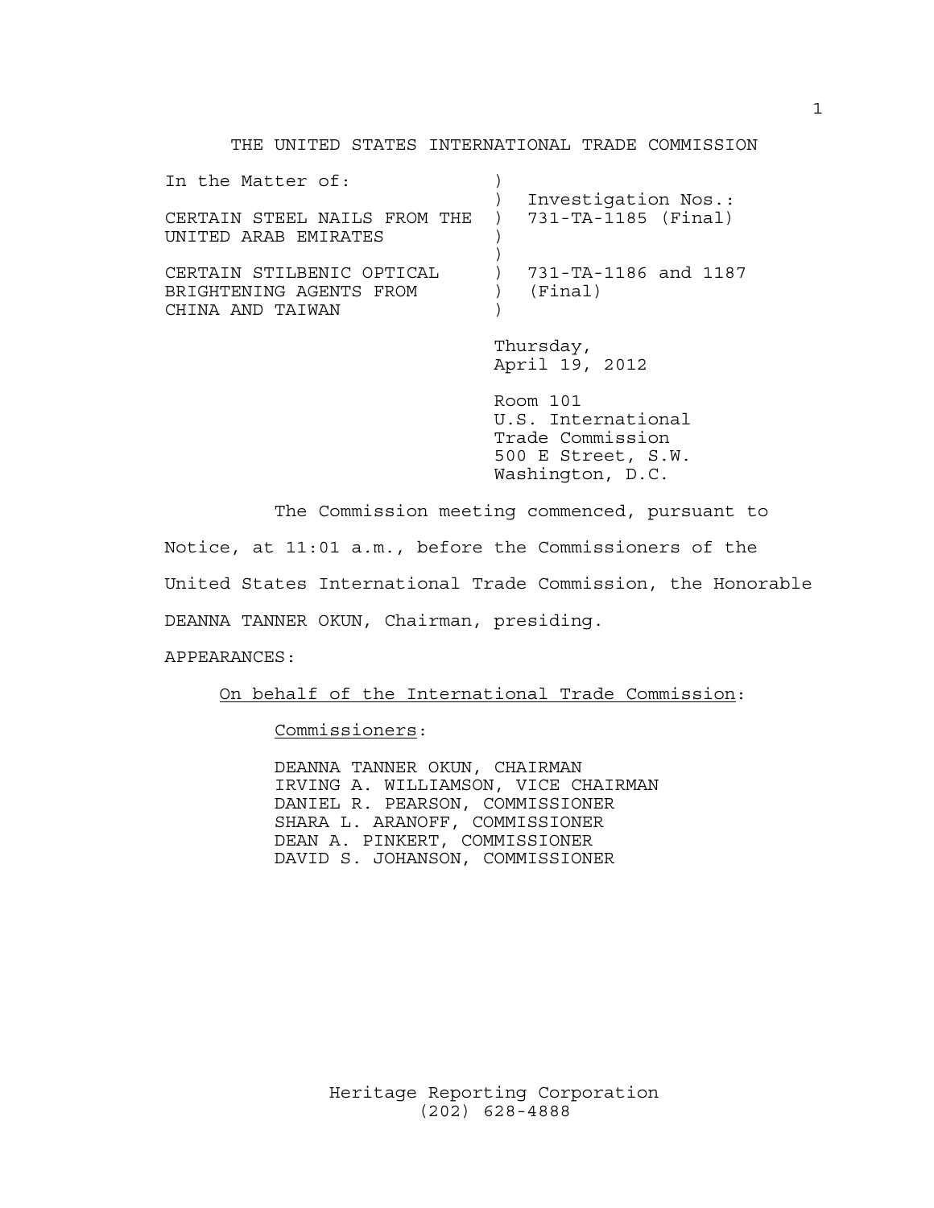THE UNITED STATES INTERNATIONAL TRADE COMMISSION

| In the Matter of: | | |
|---|---|---|
| | ) | Investigation Nos.: |
| CERTAIN STEEL NAILS FROM THE UNITED ARAB EMIRATES | ) | 731-TA-1185 (Final) |
| CERTAIN STILBENIC OPTICAL BRIGHTENING AGENTS FROM CHINA AND TAIWAN | ) | 731-TA-1186 and 1187 (Final) |

Thursday,
April 19, 2012

Room 101
U.S. International
Trade Commission
500 E Street, S.W.
Washington, D.C.

The Commission meeting commenced, pursuant to Notice, at 11:01 a.m., before the Commissioners of the United States International Trade Commission, the Honorable DEANNA TANNER OKUN, Chairman, presiding.

APPEARANCES:

On behalf of the International Trade Commission:

Commissioners:

DEANNA TANNER OKUN, CHAIRMAN
IRVING A. WILLIAMSON, VICE CHAIRMAN
DANIEL R. PEARSON, COMMISSIONER
SHARA L. ARANOFF, COMMISSIONER
DEAN A. PINKERT, COMMISSIONER
DAVID S. JOHANSON, COMMISSIONER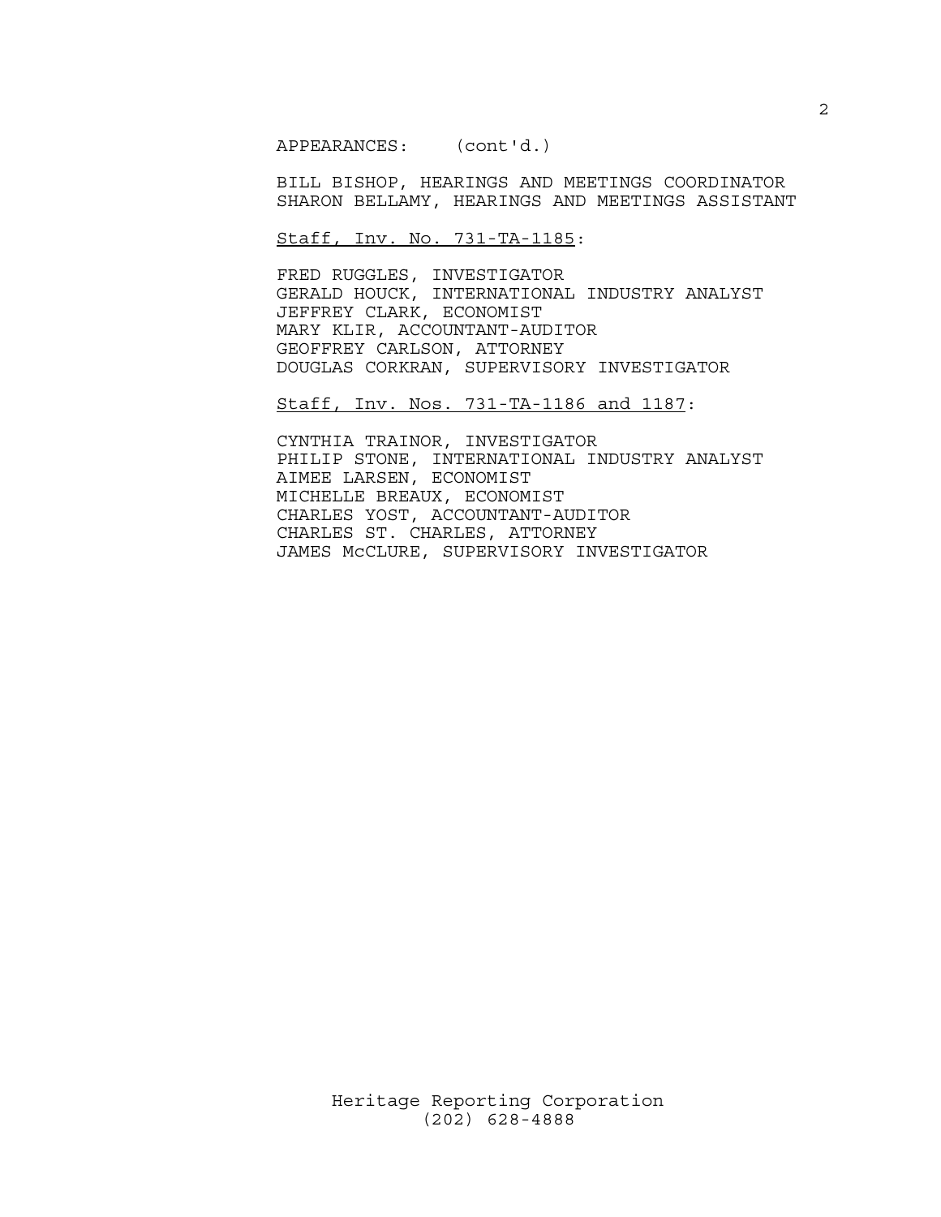APPEARANCES: (cont'd.)

BILL BISHOP, HEARINGS AND MEETINGS COORDINATOR
SHARON BELLAMY, HEARINGS AND MEETINGS ASSISTANT

Staff, Inv. No. 731-TA-1185:

FRED RUGGLES, INVESTIGATOR
GERALD HOUCK, INTERNATIONAL INDUSTRY ANALYST
JEFFREY CLARK, ECONOMIST
MARY KLIR, ACCOUNTANT-AUDITOR
GEOFFREY CARLSON, ATTORNEY
DOUGLAS CORKRAN, SUPERVISORY INVESTIGATOR

Staff, Inv. Nos. 731-TA-1186 and 1187:

CYNTHIA TRAINOR, INVESTIGATOR
PHILIP STONE, INTERNATIONAL INDUSTRY ANALYST
AIMEE LARSEN, ECONOMIST
MICHELLE BREAUX, ECONOMIST
CHARLES YOST, ACCOUNTANT-AUDITOR
CHARLES ST. CHARLES, ATTORNEY
JAMES McCLURE, SUPERVISORY INVESTIGATOR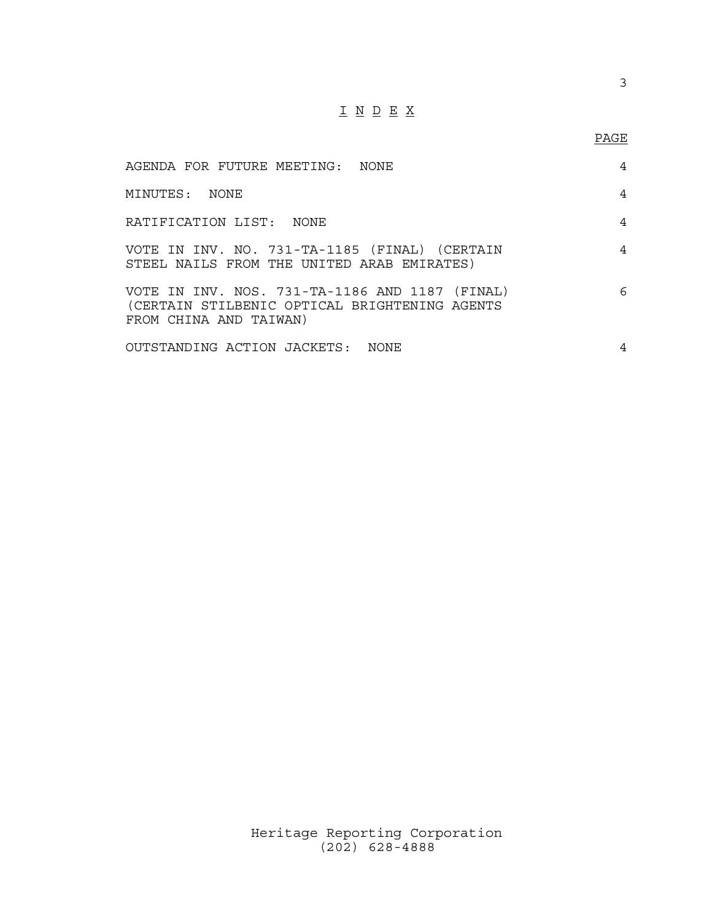# I N D E X

| | PAGE |
|---|---|
| AGENDA FOR FUTURE MEETING: NONE | 4 |
| MINUTES: NONE | 4 |
| RATIFICATION LIST: NONE | 4 |
| VOTE IN INV. NO. 731-TA-1185 (FINAL) (CERTAIN STEEL NAILS FROM THE UNITED ARAB EMIRATES) | 4 |
| VOTE IN INV. NOS. 731-TA-1186 AND 1187 (FINAL) (CERTAIN STILBENIC OPTICAL BRIGHTENING AGENTS FROM CHINA AND TAIWAN) | 6 |
| OUTSTANDING ACTION JACKETS: NONE | 4 |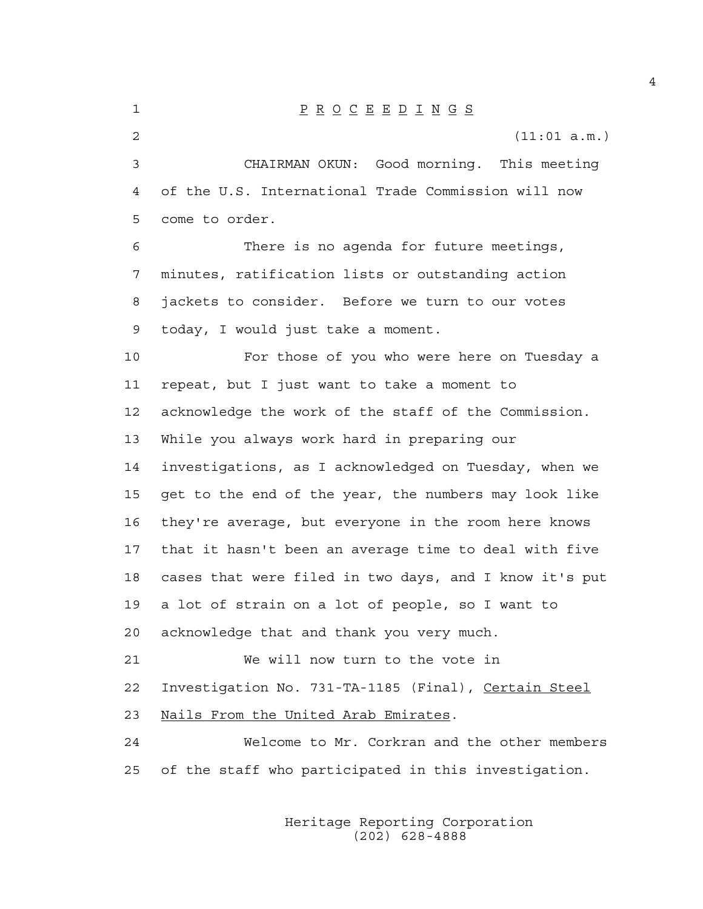P R O C E E D I N G S

(11:01 a.m.)

CHAIRMAN OKUN: Good morning. This meeting of the U.S. International Trade Commission will now come to order.

There is no agenda for future meetings, minutes, ratification lists or outstanding action jackets to consider. Before we turn to our votes today, I would just take a moment.

For those of you who were here on Tuesday a repeat, but I just want to take a moment to acknowledge the work of the staff of the Commission. While you always work hard in preparing our investigations, as I acknowledged on Tuesday, when we get to the end of the year, the numbers may look like they're average, but everyone in the room here knows that it hasn't been an average time to deal with five cases that were filed in two days, and I know it's put a lot of strain on a lot of people, so I want to acknowledge that and thank you very much.

We will now turn to the vote in Investigation No. 731-TA-1185 (Final), Certain Steel Nails From the United Arab Emirates.

Welcome to Mr. Corkran and the other members of the staff who participated in this investigation.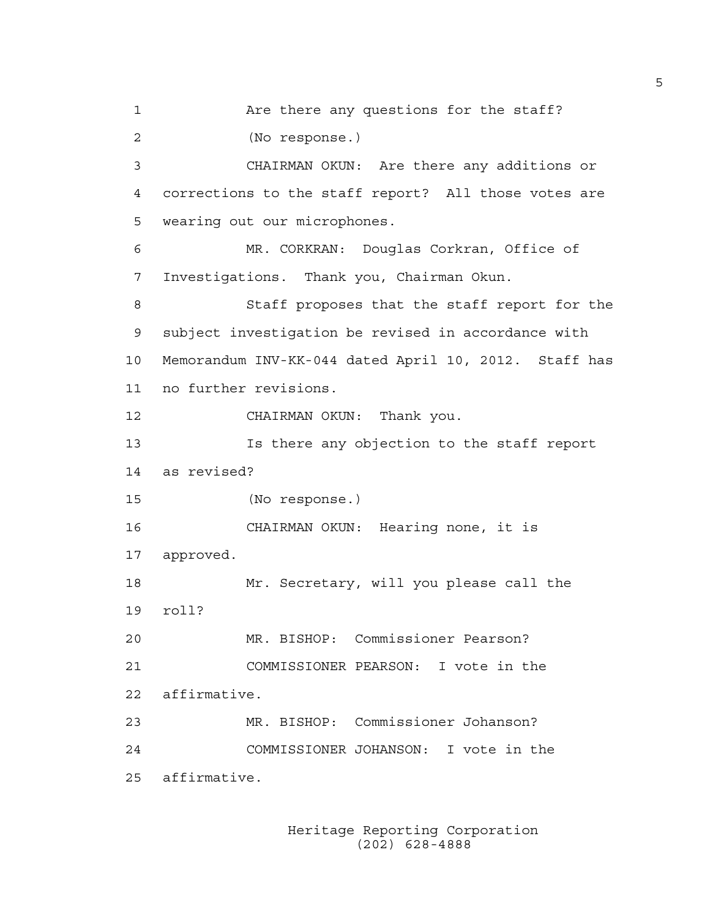Are there any questions for the staff?

(No response.)

CHAIRMAN OKUN: Are there any additions or corrections to the staff report? All those votes are wearing out our microphones.

MR. CORKRAN: Douglas Corkran, Office of Investigations. Thank you, Chairman Okun.

Staff proposes that the staff report for the subject investigation be revised in accordance with Memorandum INV-KK-044 dated April 10, 2012. Staff has no further revisions.

CHAIRMAN OKUN: Thank you.

Is there any objection to the staff report as revised?

(No response.)

CHAIRMAN OKUN: Hearing none, it is approved.

Mr. Secretary, will you please call the roll?

MR. BISHOP: Commissioner Pearson?

COMMISSIONER PEARSON: I vote in the affirmative.

MR. BISHOP: Commissioner Johanson?

COMMISSIONER JOHANSON: I vote in the affirmative.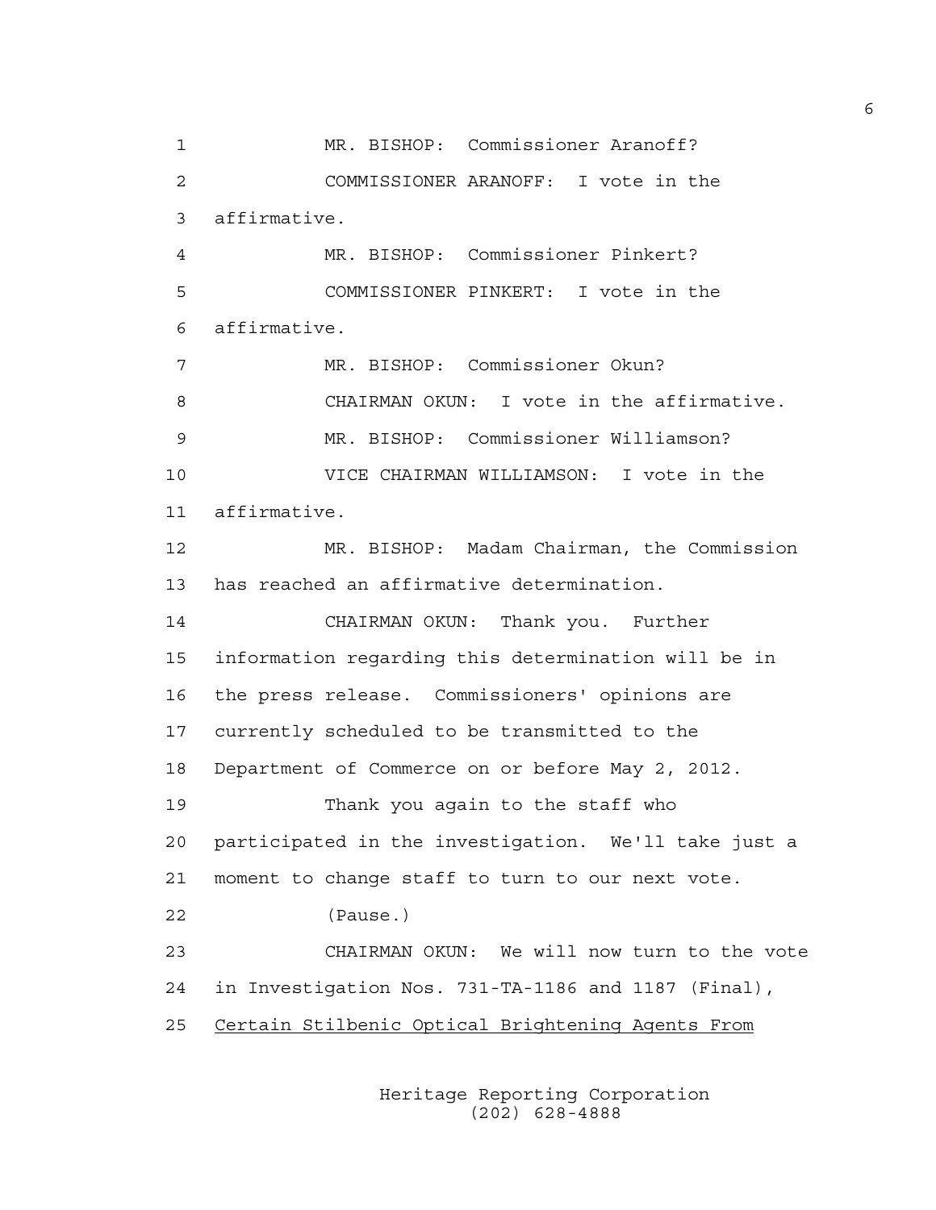MR. BISHOP: Commissioner Aranoff?

COMMISSIONER ARANOFF: I vote in the affirmative.

MR. BISHOP: Commissioner Pinkert?

COMMISSIONER PINKERT: I vote in the affirmative.

MR. BISHOP: Commissioner Okun?

CHAIRMAN OKUN: I vote in the affirmative.

MR. BISHOP: Commissioner Williamson?

VICE CHAIRMAN WILLIAMSON: I vote in the affirmative.

MR. BISHOP: Madam Chairman, the Commission has reached an affirmative determination.

CHAIRMAN OKUN: Thank you. Further information regarding this determination will be in the press release. Commissioners' opinions are currently scheduled to be transmitted to the Department of Commerce on or before May 2, 2012.

Thank you again to the staff who participated in the investigation. We'll take just a moment to change staff to turn to our next vote.

(Pause.)

CHAIRMAN OKUN: We will now turn to the vote in Investigation Nos. 731-TA-1186 and 1187 (Final), Certain Stilbenic Optical Brightening Agents From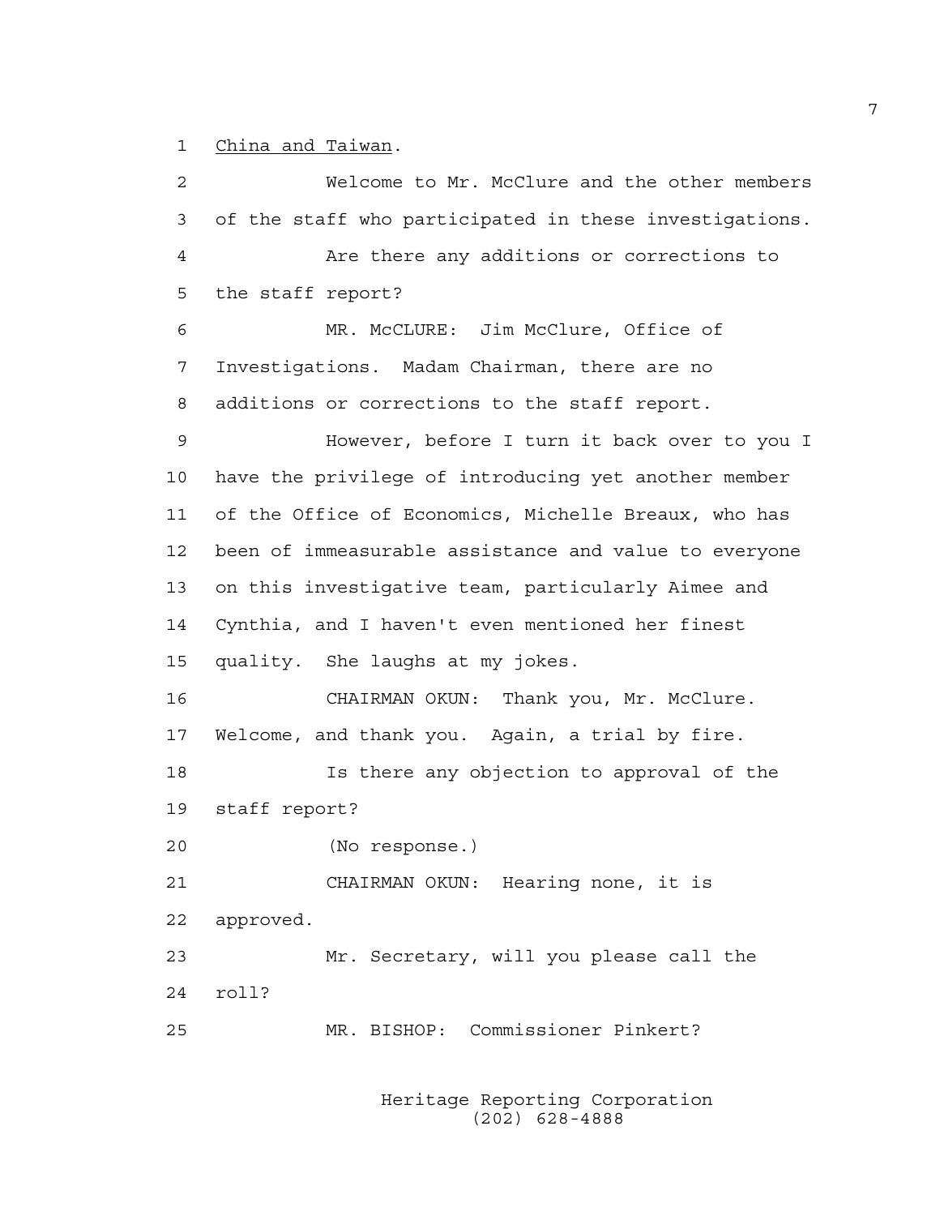China and Taiwan.

Welcome to Mr. McClure and the other members of the staff who participated in these investigations.

Are there any additions or corrections to the staff report?

MR. McCLURE: Jim McClure, Office of Investigations. Madam Chairman, there are no additions or corrections to the staff report.

However, before I turn it back over to you I have the privilege of introducing yet another member of the Office of Economics, Michelle Breaux, who has been of immeasurable assistance and value to everyone on this investigative team, particularly Aimee and Cynthia, and I haven't even mentioned her finest quality. She laughs at my jokes.

CHAIRMAN OKUN: Thank you, Mr. McClure. Welcome, and thank you. Again, a trial by fire.

Is there any objection to approval of the staff report?

(No response.)

CHAIRMAN OKUN: Hearing none, it is approved.

Mr. Secretary, will you please call the roll?

MR. BISHOP: Commissioner Pinkert?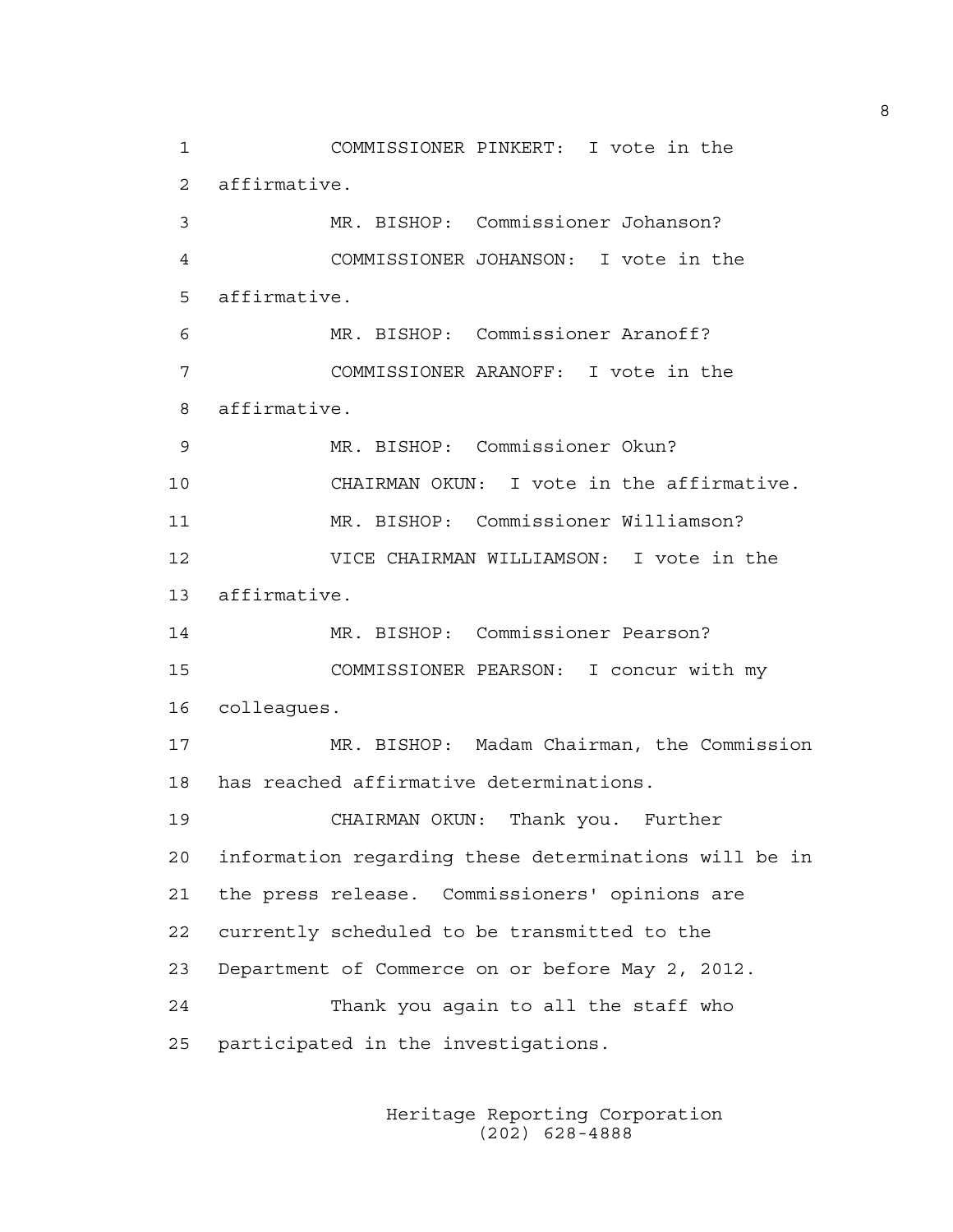COMMISSIONER PINKERT: I vote in the affirmative.

MR. BISHOP: Commissioner Johanson?

COMMISSIONER JOHANSON: I vote in the affirmative.

MR. BISHOP: Commissioner Aranoff?

COMMISSIONER ARANOFF: I vote in the affirmative.

MR. BISHOP: Commissioner Okun?

CHAIRMAN OKUN: I vote in the affirmative.

MR. BISHOP: Commissioner Williamson?

VICE CHAIRMAN WILLIAMSON: I vote in the affirmative.

MR. BISHOP: Commissioner Pearson?

COMMISSIONER PEARSON: I concur with my colleagues.

MR. BISHOP: Madam Chairman, the Commission has reached affirmative determinations.

CHAIRMAN OKUN: Thank you. Further information regarding these determinations will be in the press release. Commissioners' opinions are currently scheduled to be transmitted to the Department of Commerce on or before May 2, 2012.

Thank you again to all the staff who participated in the investigations.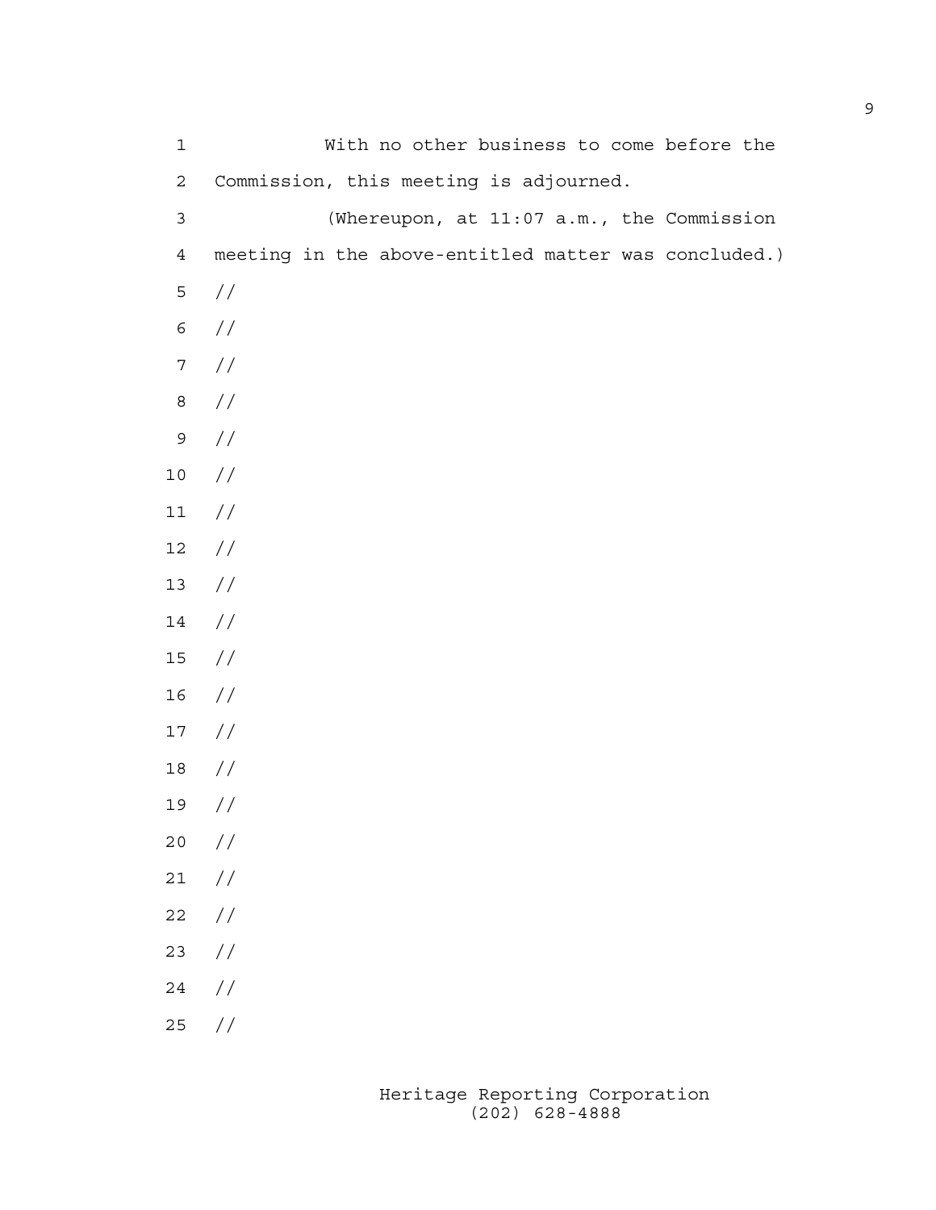With no other business to come before the Commission, this meeting is adjourned.

(Whereupon, at 11:07 a.m., the Commission meeting in the above-entitled matter was concluded.)

//

//

//

//

//

//

//

//

//

//

//

//

//

//

//

//

//

//

//

//

//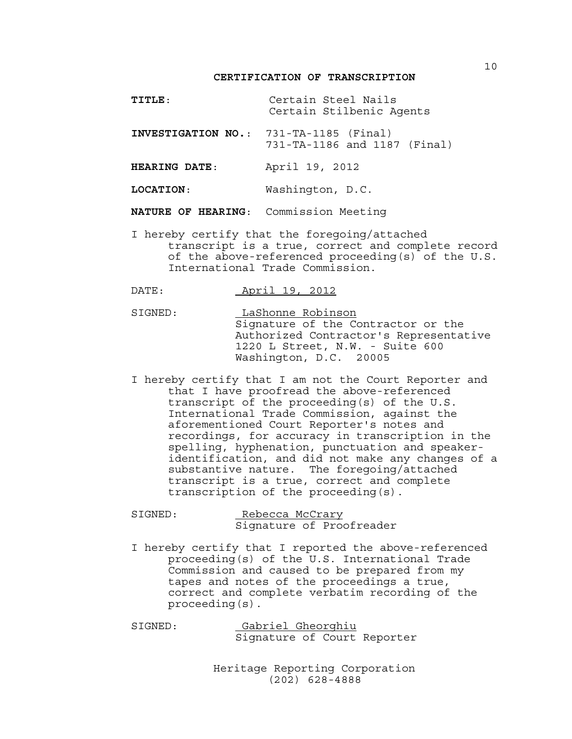## CERTIFICATION OF TRANSCRIPTION

**TITLE**: Certain Steel Nails
Certain Stilbenic Agents

**INVESTIGATION NO.**: 731-TA-1185 (Final)
731-TA-1186 and 1187 (Final)

**HEARING DATE**: April 19, 2012

**LOCATION**: Washington, D.C.

**NATURE OF HEARING**: Commission Meeting

I hereby certify that the foregoing/attached transcript is a true, correct and complete record of the above-referenced proceeding(s) of the U.S. International Trade Commission.

DATE: April 19, 2012

SIGNED: LaShonne Robinson
Signature of the Contractor or the Authorized Contractor's Representative
1220 L Street, N.W. - Suite 600
Washington, D.C. 20005

I hereby certify that I am not the Court Reporter and that I have proofread the above-referenced transcript of the proceeding(s) of the U.S. International Trade Commission, against the aforementioned Court Reporter's notes and recordings, for accuracy in transcription in the spelling, hyphenation, punctuation and speaker-identification, and did not make any changes of a substantive nature. The foregoing/attached transcript is a true, correct and complete transcription of the proceeding(s).

SIGNED: Rebecca McCrary
Signature of Proofreader

I hereby certify that I reported the above-referenced proceeding(s) of the U.S. International Trade Commission and caused to be prepared from my tapes and notes of the proceedings a true, correct and complete verbatim recording of the proceeding(s).

SIGNED: Gabriel Gheorghiu
Signature of Court Reporter